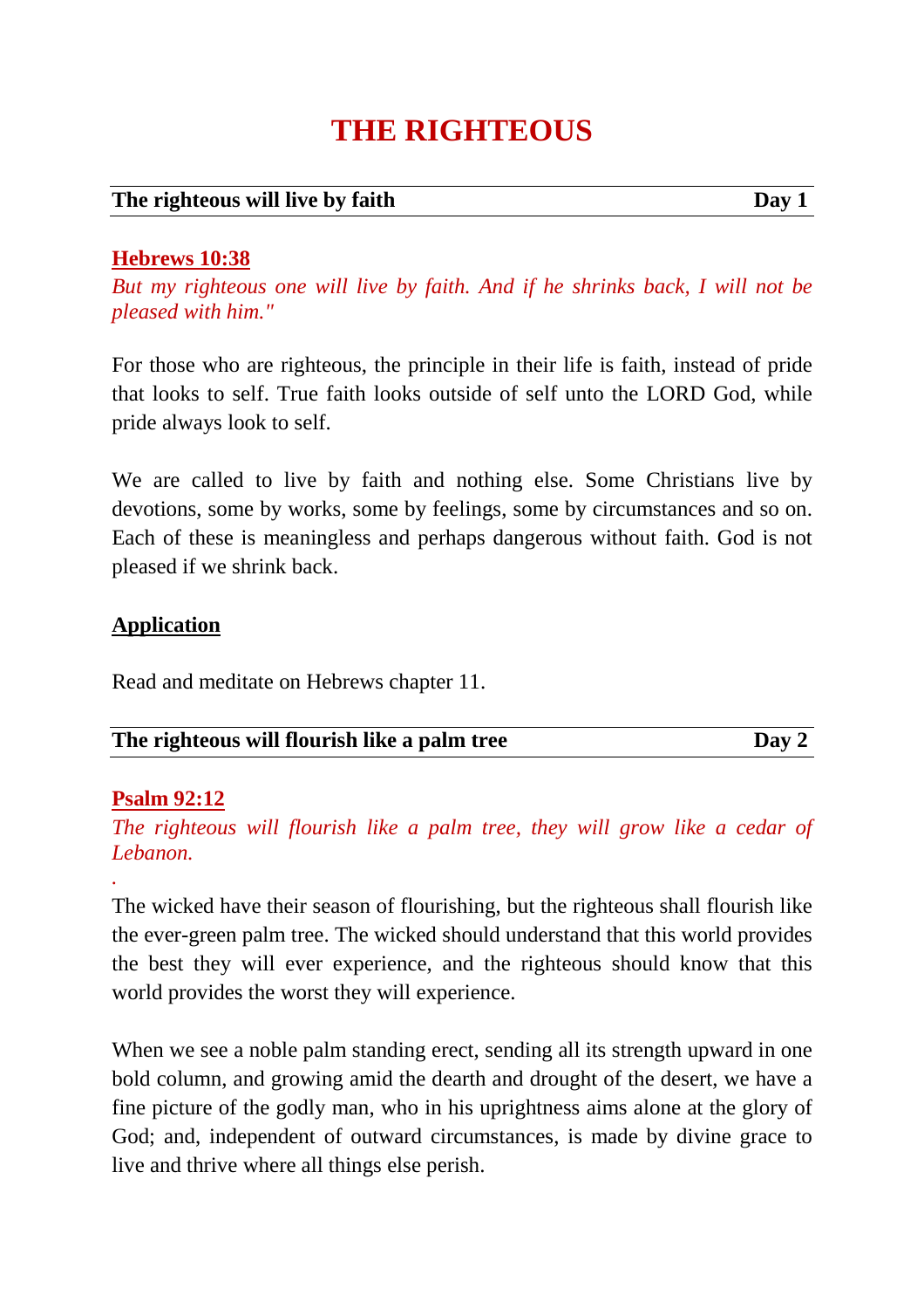# THE RIGHTEOUS

**The righteous will live by faith** **Day 1**

**Hebrews 10:38**

*But my righteous one will live by faith. And if he shrinks back, I will not be pleased with him."*

For those who are righteous, the principle in their life is faith, instead of pride that looks to self. True faith looks outside of self unto the LORD God, while pride always look to self.

We are called to live by faith and nothing else. Some Christians live by devotions, some by works, some by feelings, some by circumstances and so on. Each of these is meaningless and perhaps dangerous without faith. God is not pleased if we shrink back.

**Application**

Read and meditate on Hebrews chapter 11.

**The righteous will flourish like a palm tree** **Day 2**

**Psalm 92:12**

*The righteous will flourish like a palm tree, they will grow like a cedar of Lebanon.*

.

The wicked have their season of flourishing, but the righteous shall flourish like the ever-green palm tree. The wicked should understand that this world provides the best they will ever experience, and the righteous should know that this world provides the worst they will experience.

When we see a noble palm standing erect, sending all its strength upward in one bold column, and growing amid the dearth and drought of the desert, we have a fine picture of the godly man, who in his uprightness aims alone at the glory of God; and, independent of outward circumstances, is made by divine grace to live and thrive where all things else perish.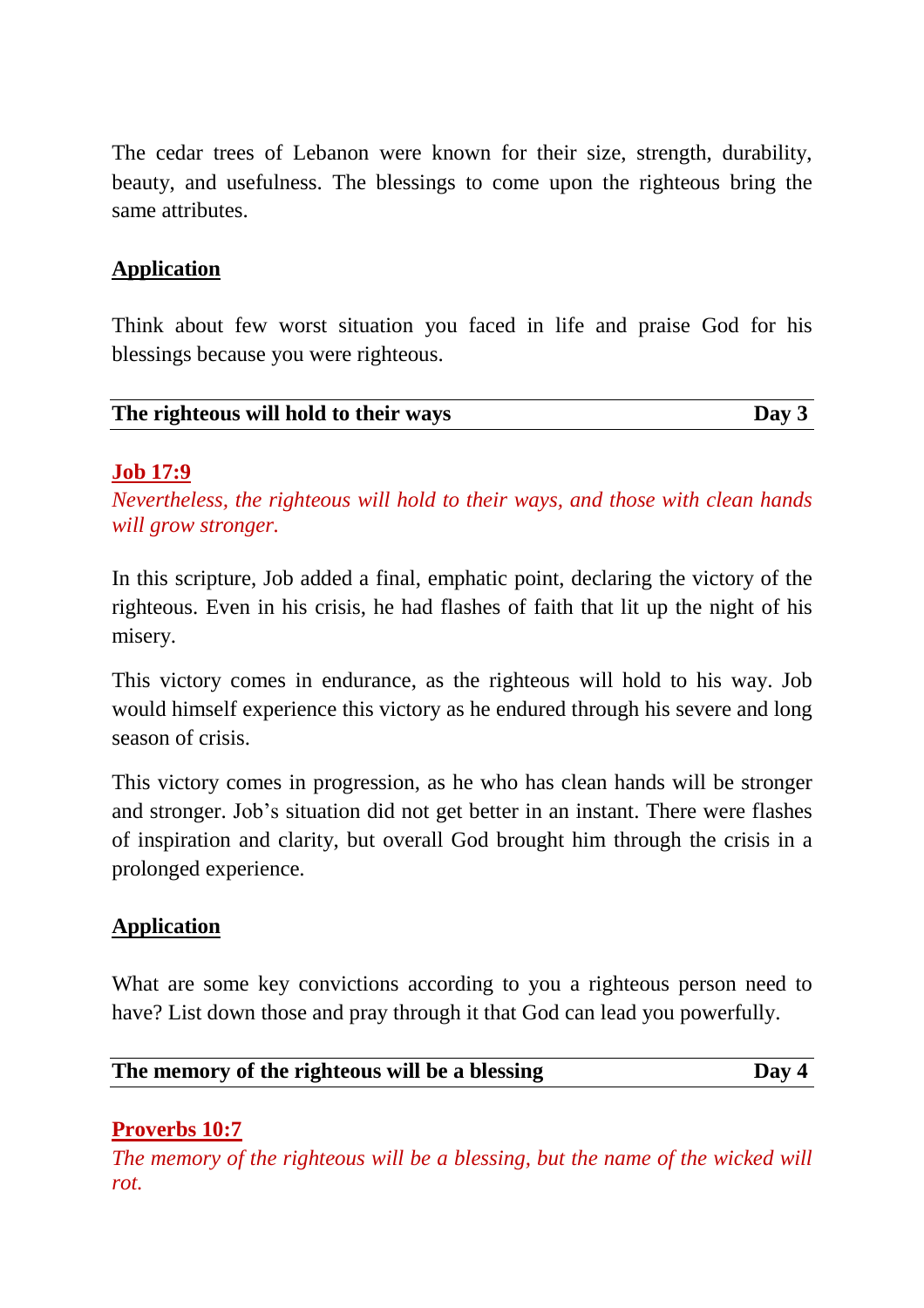The cedar trees of Lebanon were known for their size, strength, durability, beauty, and usefulness. The blessings to come upon the righteous bring the same attributes.

**Application**

Think about few worst situation you faced in life and praise God for his blessings because you were righteous.

## The righteous will hold to their ways — Day 3

**Job 17:9**

*Nevertheless, the righteous will hold to their ways, and those with clean hands will grow stronger.*

In this scripture, Job added a final, emphatic point, declaring the victory of the righteous. Even in his crisis, he had flashes of faith that lit up the night of his misery.

This victory comes in endurance, as the righteous will hold to his way. Job would himself experience this victory as he endured through his severe and long season of crisis.

This victory comes in progression, as he who has clean hands will be stronger and stronger. Job's situation did not get better in an instant. There were flashes of inspiration and clarity, but overall God brought him through the crisis in a prolonged experience.

**Application**

What are some key convictions according to you a righteous person need to have? List down those and pray through it that God can lead you powerfully.

## The memory of the righteous will be a blessing — Day 4

**Proverbs 10:7**

*The memory of the righteous will be a blessing, but the name of the wicked will rot.*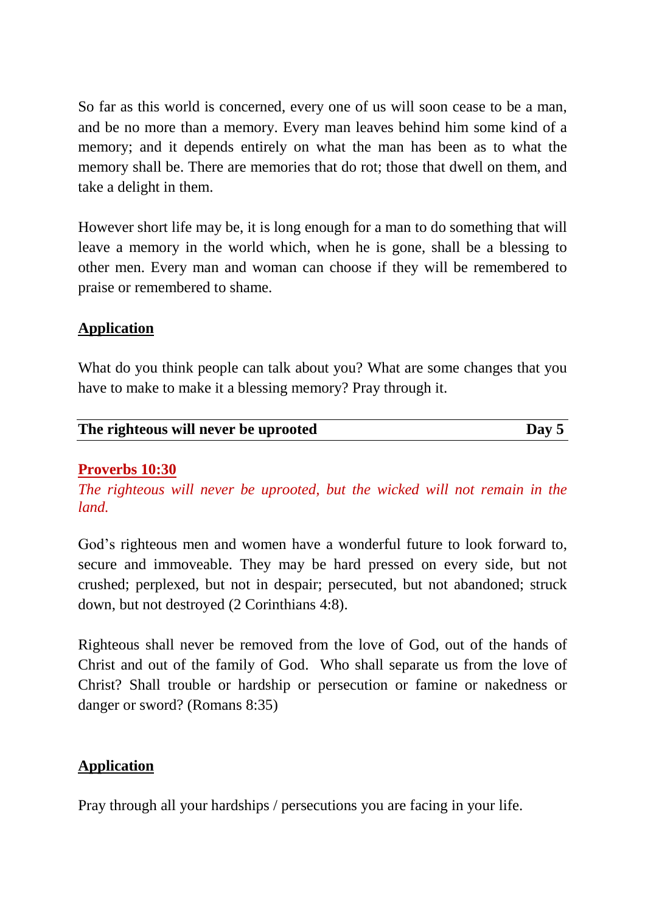So far as this world is concerned, every one of us will soon cease to be a man, and be no more than a memory. Every man leaves behind him some kind of a memory; and it depends entirely on what the man has been as to what the memory shall be. There are memories that do rot; those that dwell on them, and take a delight in them.

However short life may be, it is long enough for a man to do something that will leave a memory in the world which, when he is gone, shall be a blessing to other men. Every man and woman can choose if they will be remembered to praise or remembered to shame.

**Application**

What do you think people can talk about you? What are some changes that you have to make to make it a blessing memory? Pray through it.

## The righteous will never be uprooted — Day 5

**Proverbs 10:30**

*The righteous will never be uprooted, but the wicked will not remain in the land.*

God's righteous men and women have a wonderful future to look forward to, secure and immoveable. They may be hard pressed on every side, but not crushed; perplexed, but not in despair; persecuted, but not abandoned; struck down, but not destroyed (2 Corinthians 4:8).

Righteous shall never be removed from the love of God, out of the hands of Christ and out of the family of God. Who shall separate us from the love of Christ? Shall trouble or hardship or persecution or famine or nakedness or danger or sword? (Romans 8:35)

**Application**

Pray through all your hardships / persecutions you are facing in your life.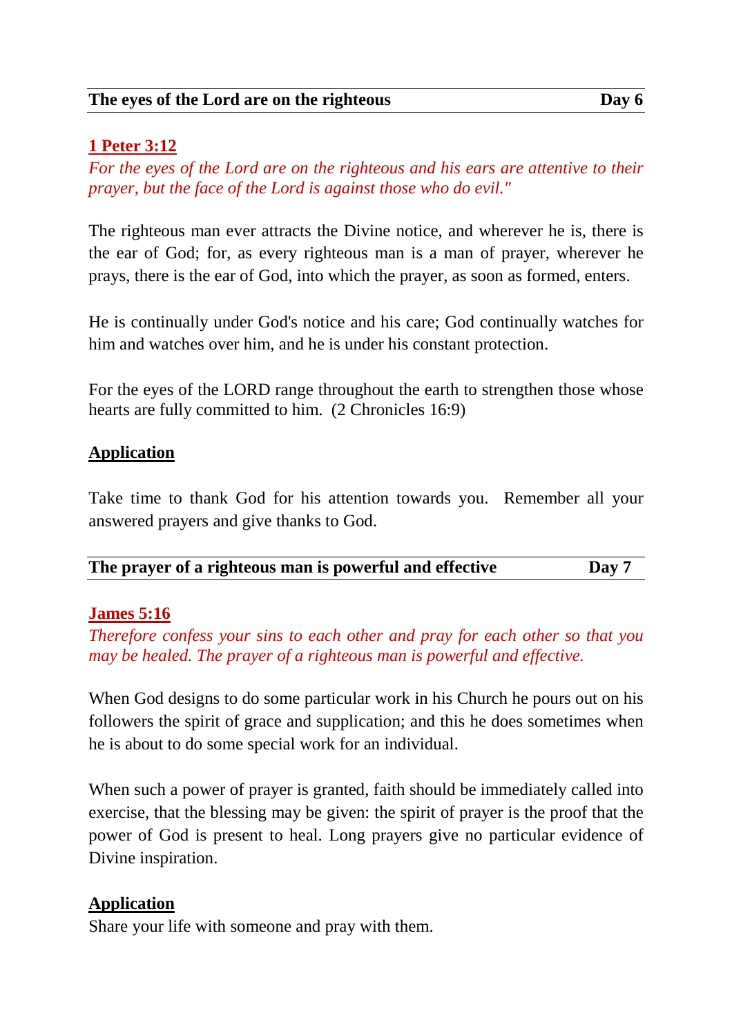## The eyes of the Lord are on the righteous — Day 6

**1 Peter 3:12**

*For the eyes of the Lord are on the righteous and his ears are attentive to their prayer, but the face of the Lord is against those who do evil."*

The righteous man ever attracts the Divine notice, and wherever he is, there is the ear of God; for, as every righteous man is a man of prayer, wherever he prays, there is the ear of God, into which the prayer, as soon as formed, enters.

He is continually under God's notice and his care; God continually watches for him and watches over him, and he is under his constant protection.

For the eyes of the LORD range throughout the earth to strengthen those whose hearts are fully committed to him. (2 Chronicles 16:9)

**Application**

Take time to thank God for his attention towards you. Remember all your answered prayers and give thanks to God.

## The prayer of a righteous man is powerful and effective — Day 7

**James 5:16**

*Therefore confess your sins to each other and pray for each other so that you may be healed. The prayer of a righteous man is powerful and effective.*

When God designs to do some particular work in his Church he pours out on his followers the spirit of grace and supplication; and this he does sometimes when he is about to do some special work for an individual.

When such a power of prayer is granted, faith should be immediately called into exercise, that the blessing may be given: the spirit of prayer is the proof that the power of God is present to heal. Long prayers give no particular evidence of Divine inspiration.

**Application**

Share your life with someone and pray with them.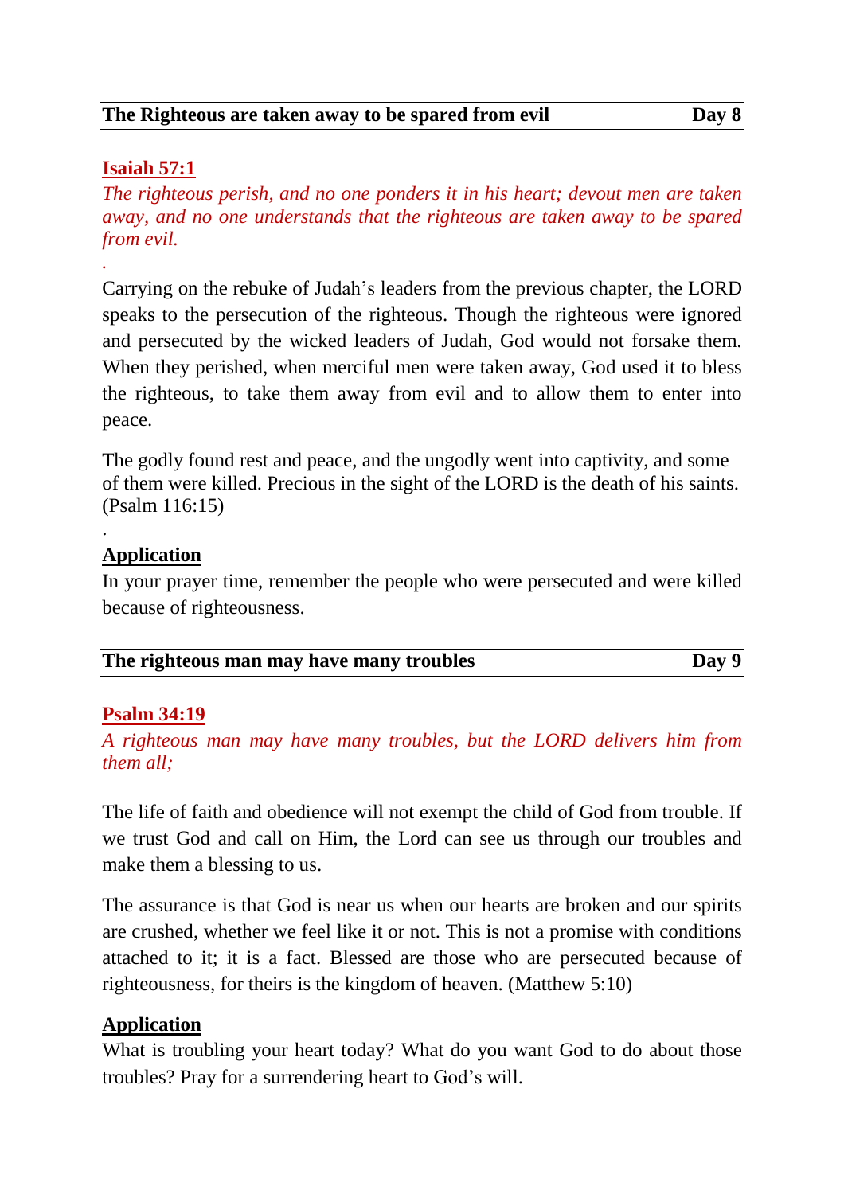## The Righteous are taken away to be spared from evil — Day 8

**Isaiah 57:1**

*The righteous perish, and no one ponders it in his heart; devout men are taken away, and no one understands that the righteous are taken away to be spared from evil.*

Carrying on the rebuke of Judah's leaders from the previous chapter, the LORD speaks to the persecution of the righteous. Though the righteous were ignored and persecuted by the wicked leaders of Judah, God would not forsake them. When they perished, when merciful men were taken away, God used it to bless the righteous, to take them away from evil and to allow them to enter into peace.

The godly found rest and peace, and the ungodly went into captivity, and some of them were killed. Precious in the sight of the LORD is the death of his saints. (Psalm 116:15)

**Application**

In your prayer time, remember the people who were persecuted and were killed because of righteousness.

## The righteous man may have many troubles — Day 9

**Psalm 34:19**

*A righteous man may have many troubles, but the LORD delivers him from them all;*

The life of faith and obedience will not exempt the child of God from trouble. If we trust God and call on Him, the Lord can see us through our troubles and make them a blessing to us.

The assurance is that God is near us when our hearts are broken and our spirits are crushed, whether we feel like it or not. This is not a promise with conditions attached to it; it is a fact. Blessed are those who are persecuted because of righteousness, for theirs is the kingdom of heaven. (Matthew 5:10)

**Application**

What is troubling your heart today? What do you want God to do about those troubles? Pray for a surrendering heart to God's will.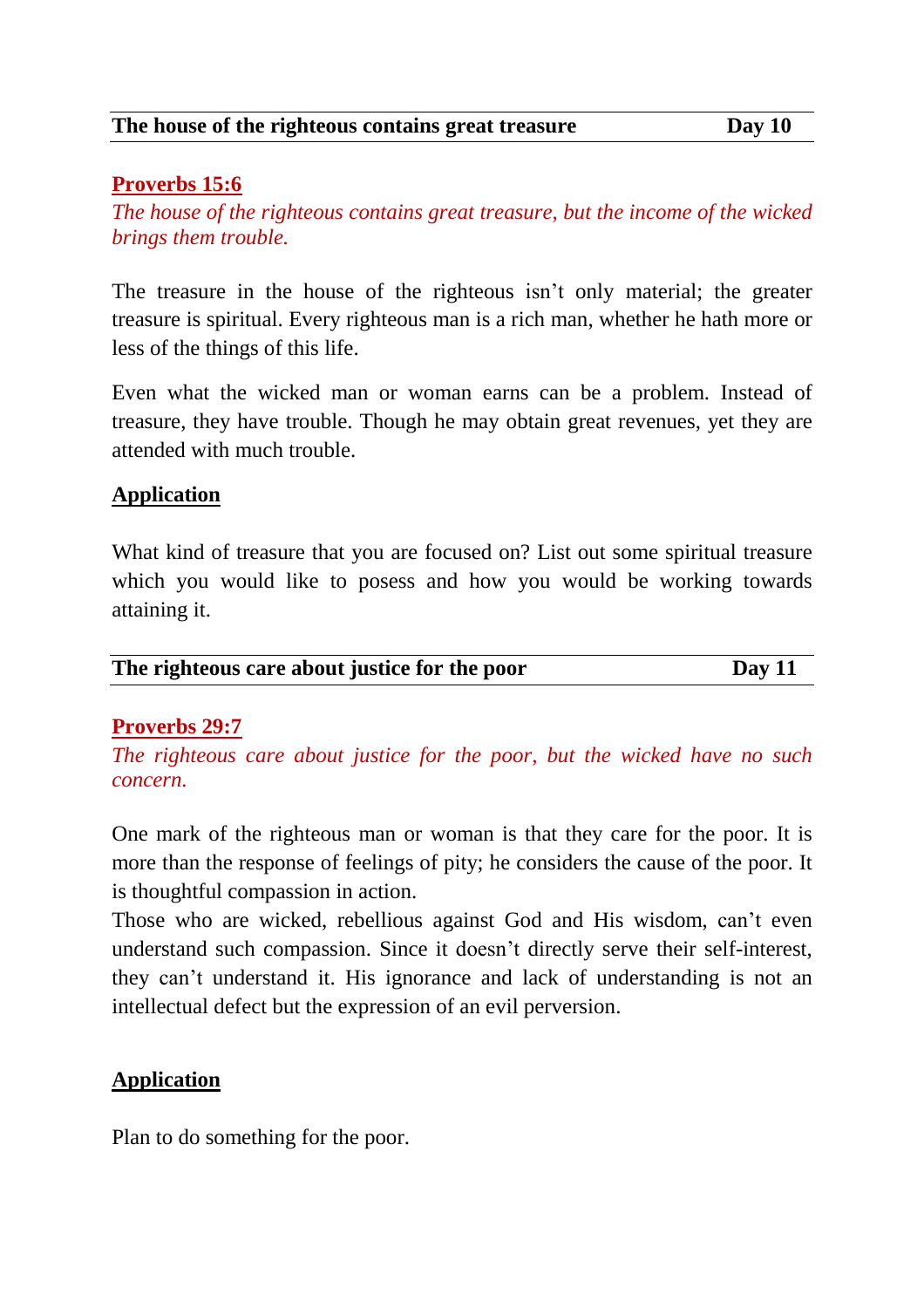## The house of the righteous contains great treasure — Day 10

**Proverbs 15:6**

*The house of the righteous contains great treasure, but the income of the wicked brings them trouble.*

The treasure in the house of the righteous isn't only material; the greater treasure is spiritual. Every righteous man is a rich man, whether he hath more or less of the things of this life.

Even what the wicked man or woman earns can be a problem. Instead of treasure, they have trouble. Though he may obtain great revenues, yet they are attended with much trouble.

**Application**

What kind of treasure that you are focused on? List out some spiritual treasure which you would like to posess and how you would be working towards attaining it.

## The righteous care about justice for the poor — Day 11

**Proverbs 29:7**

*The righteous care about justice for the poor, but the wicked have no such concern.*

One mark of the righteous man or woman is that they care for the poor. It is more than the response of feelings of pity; he considers the cause of the poor. It is thoughtful compassion in action.

Those who are wicked, rebellious against God and His wisdom, can't even understand such compassion. Since it doesn't directly serve their self-interest, they can't understand it. His ignorance and lack of understanding is not an intellectual defect but the expression of an evil perversion.

**Application**

Plan to do something for the poor.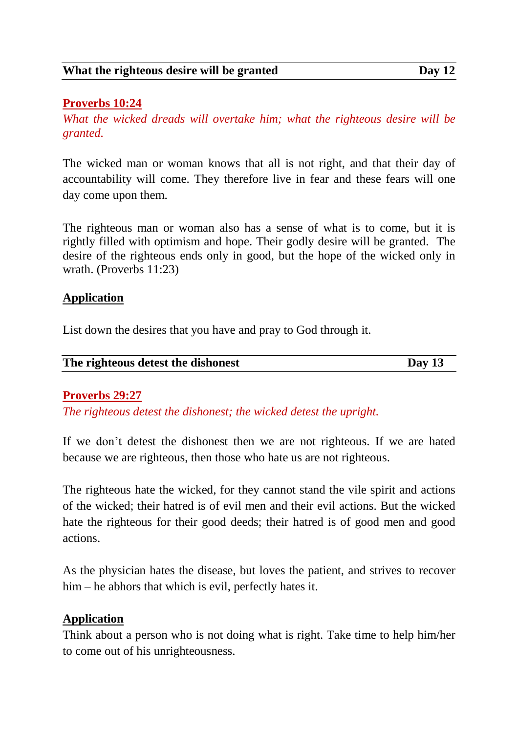## What the righteous desire will be granted — Day 12

**Proverbs 10:24**

*What the wicked dreads will overtake him; what the righteous desire will be granted.*

The wicked man or woman knows that all is not right, and that their day of accountability will come. They therefore live in fear and these fears will one day come upon them.

The righteous man or woman also has a sense of what is to come, but it is rightly filled with optimism and hope. Their godly desire will be granted. The desire of the righteous ends only in good, but the hope of the wicked only in wrath. (Proverbs 11:23)

**Application**

List down the desires that you have and pray to God through it.

## The righteous detest the dishonest — Day 13

**Proverbs 29:27**

*The righteous detest the dishonest; the wicked detest the upright.*

If we don't detest the dishonest then we are not righteous. If we are hated because we are righteous, then those who hate us are not righteous.

The righteous hate the wicked, for they cannot stand the vile spirit and actions of the wicked; their hatred is of evil men and their evil actions. But the wicked hate the righteous for their good deeds; their hatred is of good men and good actions.

As the physician hates the disease, but loves the patient, and strives to recover him – he abhors that which is evil, perfectly hates it.

**Application**

Think about a person who is not doing what is right. Take time to help him/her to come out of his unrighteousness.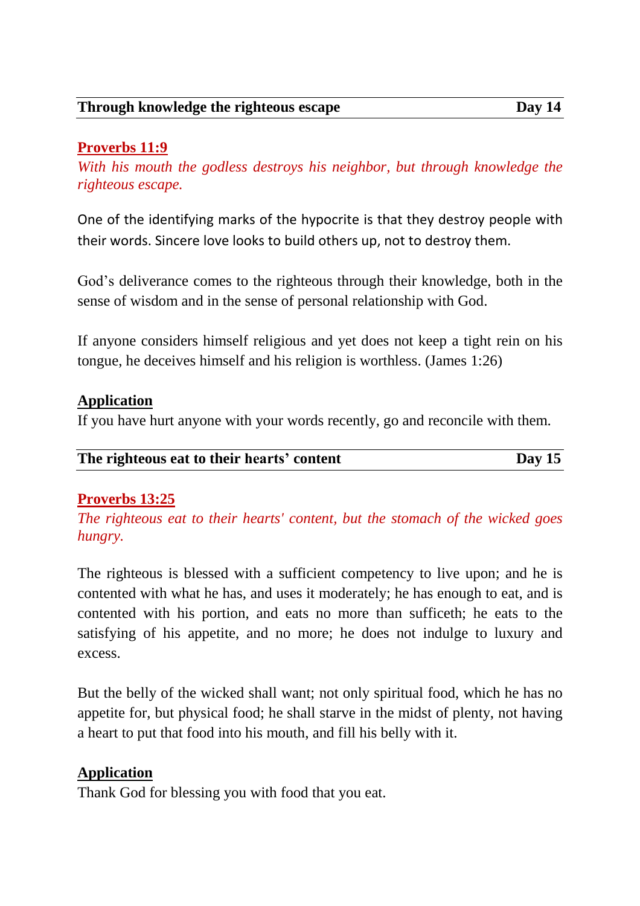## Through knowledge the righteous escape — Day 14

**Proverbs 11:9**

*With his mouth the godless destroys his neighbor, but through knowledge the righteous escape.*

One of the identifying marks of the hypocrite is that they destroy people with their words. Sincere love looks to build others up, not to destroy them.

God's deliverance comes to the righteous through their knowledge, both in the sense of wisdom and in the sense of personal relationship with God.

If anyone considers himself religious and yet does not keep a tight rein on his tongue, he deceives himself and his religion is worthless. (James 1:26)

**Application**

If you have hurt anyone with your words recently, go and reconcile with them.

## The righteous eat to their hearts' content — Day 15

**Proverbs 13:25**

*The righteous eat to their hearts' content, but the stomach of the wicked goes hungry.*

The righteous is blessed with a sufficient competency to live upon; and he is contented with what he has, and uses it moderately; he has enough to eat, and is contented with his portion, and eats no more than sufficeth; he eats to the satisfying of his appetite, and no more; he does not indulge to luxury and excess.

But the belly of the wicked shall want; not only spiritual food, which he has no appetite for, but physical food; he shall starve in the midst of plenty, not having a heart to put that food into his mouth, and fill his belly with it.

**Application**

Thank God for blessing you with food that you eat.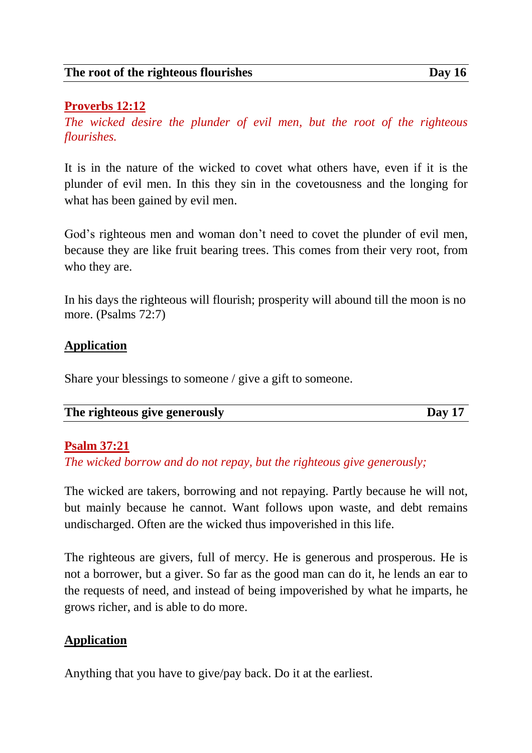## The root of the righteous flourishes — Day 16

**Proverbs 12:12**

*The wicked desire the plunder of evil men, but the root of the righteous flourishes.*

It is in the nature of the wicked to covet what others have, even if it is the plunder of evil men. In this they sin in the covetousness and the longing for what has been gained by evil men.

God's righteous men and woman don't need to covet the plunder of evil men, because they are like fruit bearing trees. This comes from their very root, from who they are.

In his days the righteous will flourish; prosperity will abound till the moon is no more. (Psalms 72:7)

**Application**

Share your blessings to someone / give a gift to someone.

## The righteous give generously — Day 17

**Psalm 37:21**

*The wicked borrow and do not repay, but the righteous give generously;*

The wicked are takers, borrowing and not repaying. Partly because he will not, but mainly because he cannot. Want follows upon waste, and debt remains undischarged. Often are the wicked thus impoverished in this life.

The righteous are givers, full of mercy. He is generous and prosperous. He is not a borrower, but a giver. So far as the good man can do it, he lends an ear to the requests of need, and instead of being impoverished by what he imparts, he grows richer, and is able to do more.

**Application**

Anything that you have to give/pay back. Do it at the earliest.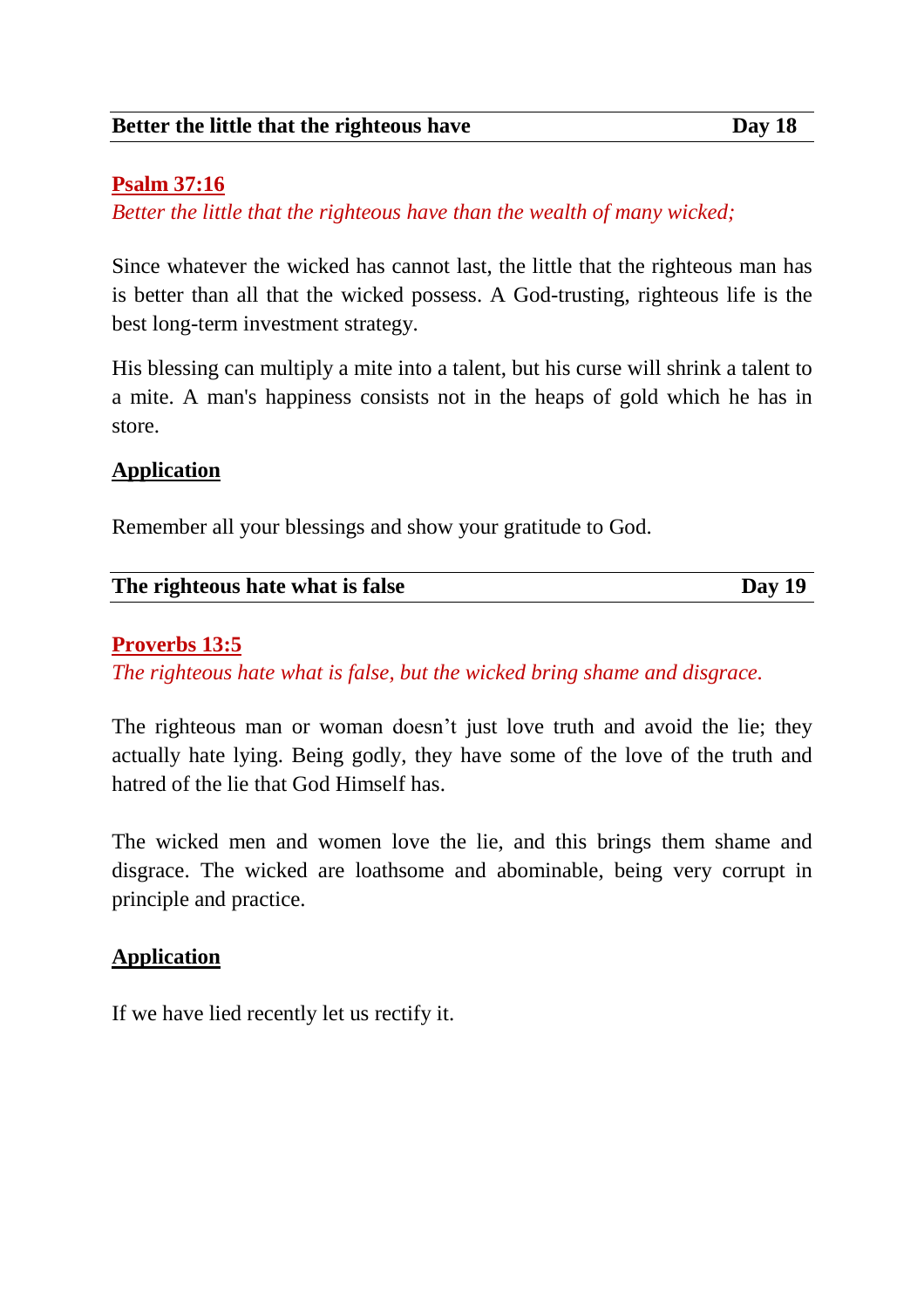## **Better the little that the righteous have** Day 18

**Psalm 37:16**

*Better the little that the righteous have than the wealth of many wicked;*

Since whatever the wicked has cannot last, the little that the righteous man has is better than all that the wicked possess. A God-trusting, righteous life is the best long-term investment strategy.

His blessing can multiply a mite into a talent, but his curse will shrink a talent to a mite. A man's happiness consists not in the heaps of gold which he has in store.

### **Application**

Remember all your blessings and show your gratitude to God.

## **The righteous hate what is false** Day 19

**Proverbs 13:5**

*The righteous hate what is false, but the wicked bring shame and disgrace.*

The righteous man or woman doesn't just love truth and avoid the lie; they actually hate lying. Being godly, they have some of the love of the truth and hatred of the lie that God Himself has.

The wicked men and women love the lie, and this brings them shame and disgrace. The wicked are loathsome and abominable, being very corrupt in principle and practice.

### **Application**

If we have lied recently let us rectify it.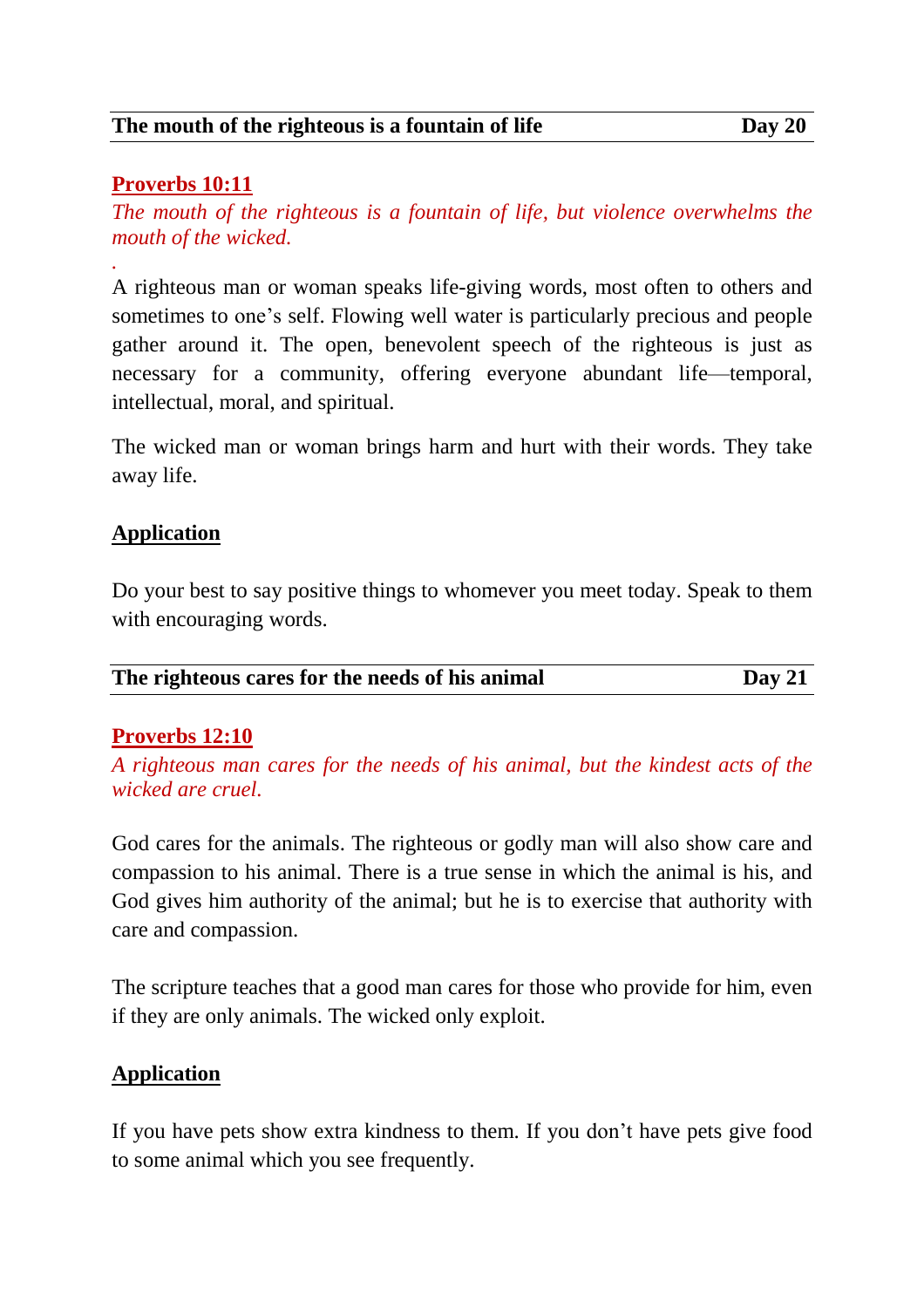**The mouth of the righteous is a fountain of life** **Day 20**

**Proverbs 10:11**

*The mouth of the righteous is a fountain of life, but violence overwhelms the mouth of the wicked.*

.

A righteous man or woman speaks life-giving words, most often to others and sometimes to one's self. Flowing well water is particularly precious and people gather around it. The open, benevolent speech of the righteous is just as necessary for a community, offering everyone abundant life—temporal, intellectual, moral, and spiritual.

The wicked man or woman brings harm and hurt with their words. They take away life.

**Application**

Do your best to say positive things to whomever you meet today. Speak to them with encouraging words.

**The righteous cares for the needs of his animal** **Day 21**

**Proverbs 12:10**

*A righteous man cares for the needs of his animal, but the kindest acts of the wicked are cruel.*

God cares for the animals. The righteous or godly man will also show care and compassion to his animal. There is a true sense in which the animal is his, and God gives him authority of the animal; but he is to exercise that authority with care and compassion.

The scripture teaches that a good man cares for those who provide for him, even if they are only animals. The wicked only exploit.

**Application**

If you have pets show extra kindness to them. If you don't have pets give food to some animal which you see frequently.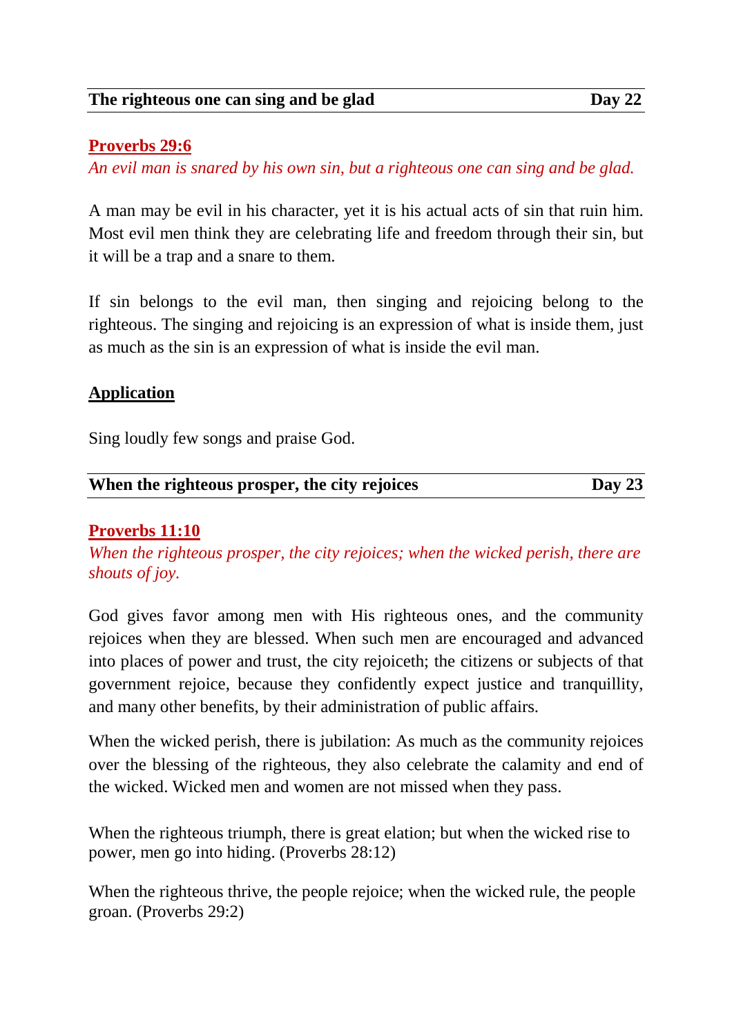## The righteous one can sing and be glad — Day 22

**Proverbs 29:6**

*An evil man is snared by his own sin, but a righteous one can sing and be glad.*

A man may be evil in his character, yet it is his actual acts of sin that ruin him. Most evil men think they are celebrating life and freedom through their sin, but it will be a trap and a snare to them.

If sin belongs to the evil man, then singing and rejoicing belong to the righteous. The singing and rejoicing is an expression of what is inside them, just as much as the sin is an expression of what is inside the evil man.

**Application**

Sing loudly few songs and praise God.

## When the righteous prosper, the city rejoices — Day 23

**Proverbs 11:10**

*When the righteous prosper, the city rejoices; when the wicked perish, there are shouts of joy.*

God gives favor among men with His righteous ones, and the community rejoices when they are blessed. When such men are encouraged and advanced into places of power and trust, the city rejoiceth; the citizens or subjects of that government rejoice, because they confidently expect justice and tranquillity, and many other benefits, by their administration of public affairs.

When the wicked perish, there is jubilation: As much as the community rejoices over the blessing of the righteous, they also celebrate the calamity and end of the wicked. Wicked men and women are not missed when they pass.

When the righteous triumph, there is great elation; but when the wicked rise to power, men go into hiding. (Proverbs 28:12)

When the righteous thrive, the people rejoice; when the wicked rule, the people groan. (Proverbs 29:2)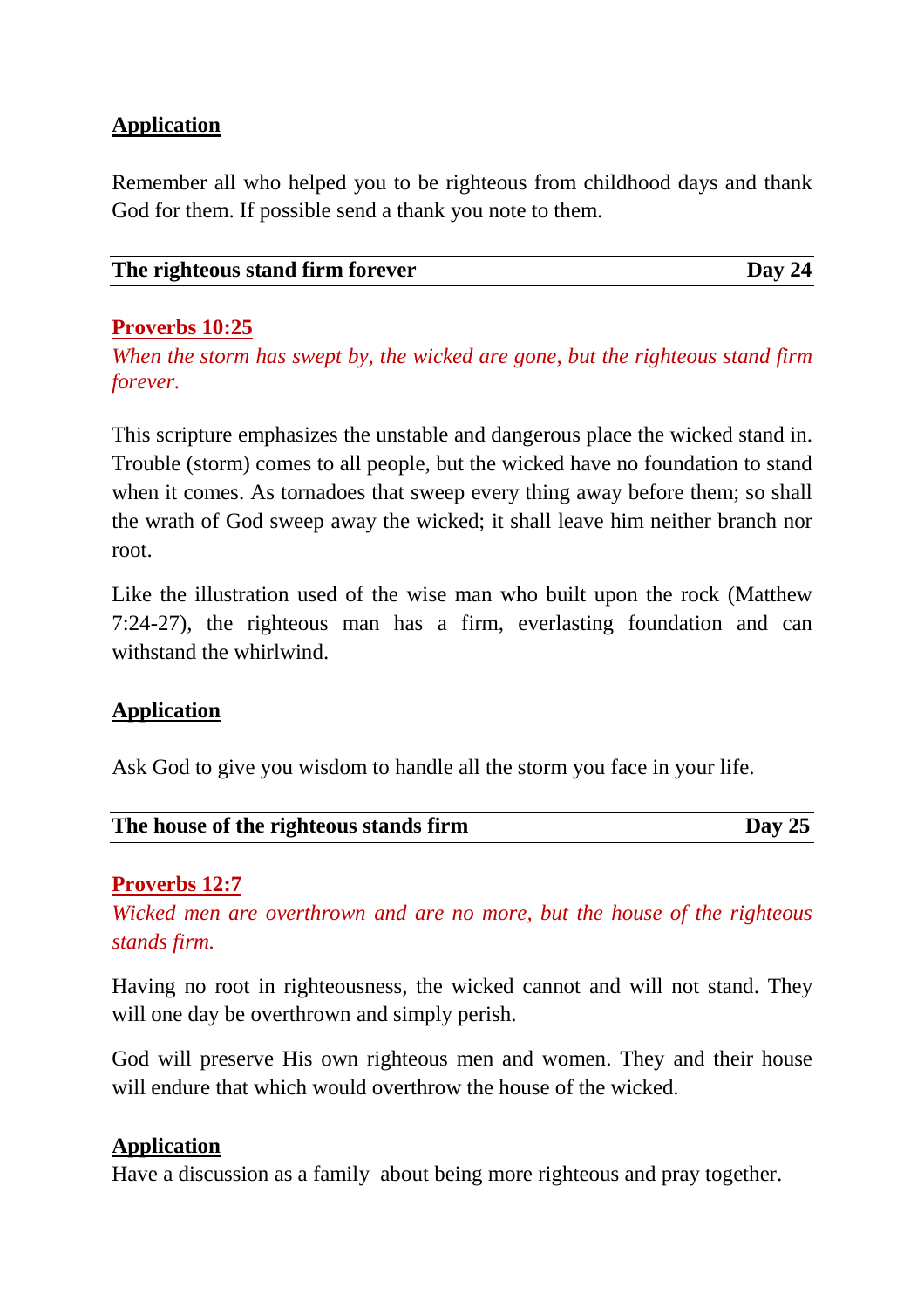**Application**

Remember all who helped you to be righteous from childhood days and thank God for them. If possible send a thank you note to them.

## The righteous stand firm forever — Day 24

**Proverbs 10:25**

*When the storm has swept by, the wicked are gone, but the righteous stand firm forever.*

This scripture emphasizes the unstable and dangerous place the wicked stand in. Trouble (storm) comes to all people, but the wicked have no foundation to stand when it comes. As tornadoes that sweep every thing away before them; so shall the wrath of God sweep away the wicked; it shall leave him neither branch nor root.

Like the illustration used of the wise man who built upon the rock (Matthew 7:24-27), the righteous man has a firm, everlasting foundation and can withstand the whirlwind.

**Application**

Ask God to give you wisdom to handle all the storm you face in your life.

## The house of the righteous stands firm — Day 25

**Proverbs 12:7**

*Wicked men are overthrown and are no more, but the house of the righteous stands firm.*

Having no root in righteousness, the wicked cannot and will not stand. They will one day be overthrown and simply perish.

God will preserve His own righteous men and women. They and their house will endure that which would overthrow the house of the wicked.

**Application**

Have a discussion as a family about being more righteous and pray together.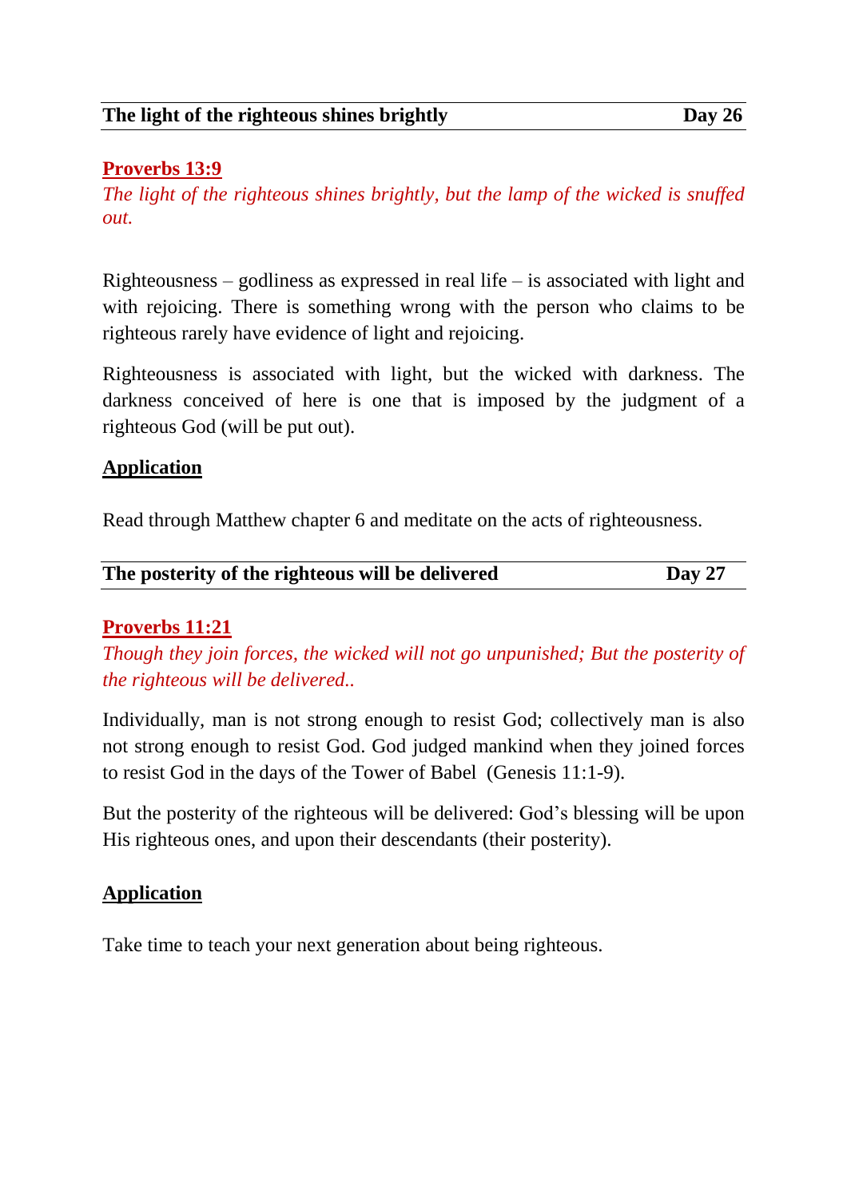## The light of the righteous shines brightly — Day 26

**Proverbs 13:9**

*The light of the righteous shines brightly, but the lamp of the wicked is snuffed out.*

Righteousness – godliness as expressed in real life – is associated with light and with rejoicing. There is something wrong with the person who claims to be righteous rarely have evidence of light and rejoicing.

Righteousness is associated with light, but the wicked with darkness. The darkness conceived of here is one that is imposed by the judgment of a righteous God (will be put out).

**Application**

Read through Matthew chapter 6 and meditate on the acts of righteousness.

## The posterity of the righteous will be delivered — Day 27

**Proverbs 11:21**

*Though they join forces, the wicked will not go unpunished; But the posterity of the righteous will be delivered..*

Individually, man is not strong enough to resist God; collectively man is also not strong enough to resist God. God judged mankind when they joined forces to resist God in the days of the Tower of Babel (Genesis 11:1-9).

But the posterity of the righteous will be delivered: God's blessing will be upon His righteous ones, and upon their descendants (their posterity).

**Application**

Take time to teach your next generation about being righteous.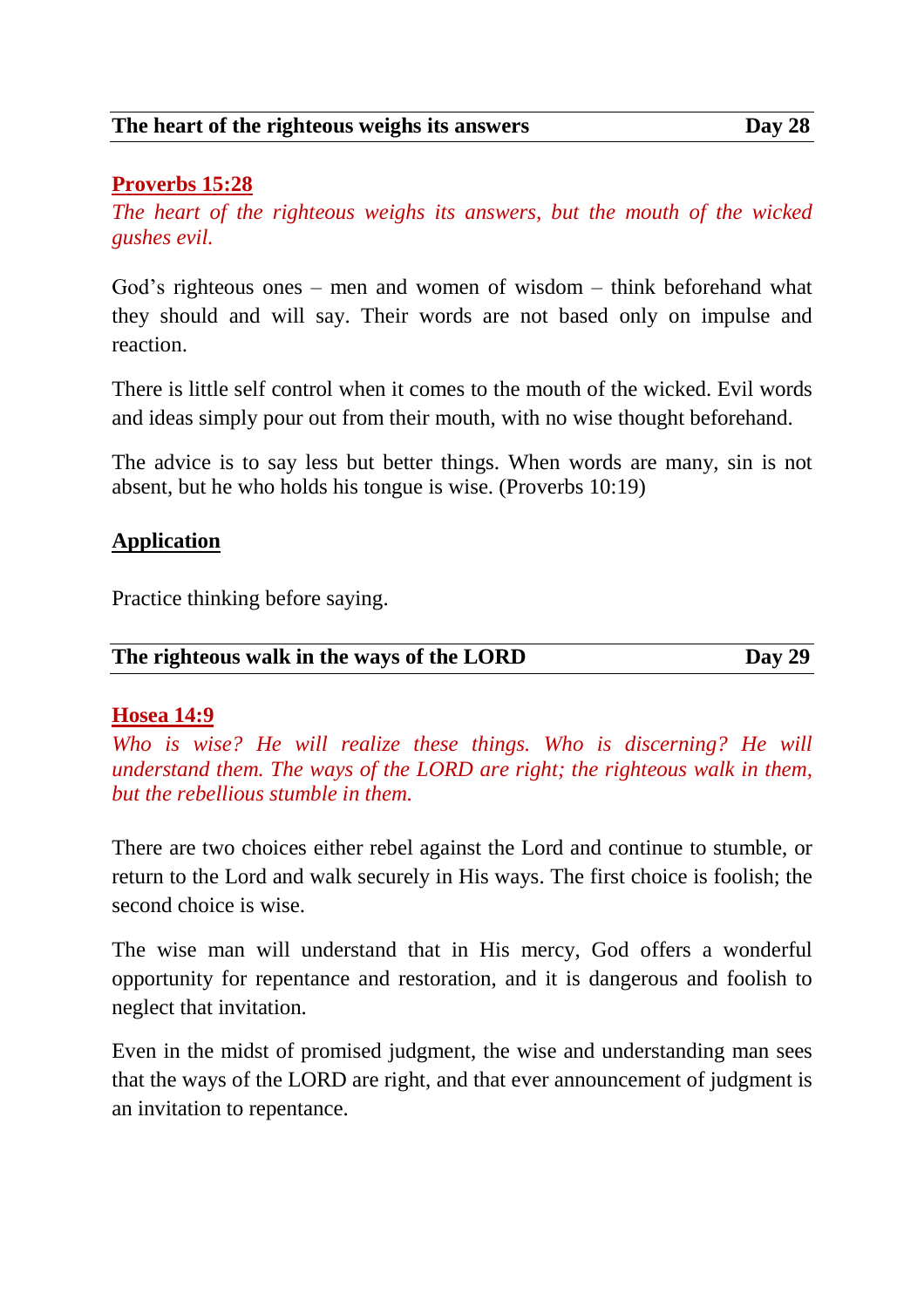## The heart of the righteous weighs its answers — Day 28

**Proverbs 15:28**

*The heart of the righteous weighs its answers, but the mouth of the wicked gushes evil.*

God's righteous ones – men and women of wisdom – think beforehand what they should and will say. Their words are not based only on impulse and reaction.

There is little self control when it comes to the mouth of the wicked. Evil words and ideas simply pour out from their mouth, with no wise thought beforehand.

The advice is to say less but better things. When words are many, sin is not absent, but he who holds his tongue is wise. (Proverbs 10:19)

**Application**

Practice thinking before saying.

## The righteous walk in the ways of the LORD — Day 29

**Hosea 14:9**

*Who is wise? He will realize these things. Who is discerning? He will understand them. The ways of the LORD are right; the righteous walk in them, but the rebellious stumble in them.*

There are two choices either rebel against the Lord and continue to stumble, or return to the Lord and walk securely in His ways. The first choice is foolish; the second choice is wise.

The wise man will understand that in His mercy, God offers a wonderful opportunity for repentance and restoration, and it is dangerous and foolish to neglect that invitation.

Even in the midst of promised judgment, the wise and understanding man sees that the ways of the LORD are right, and that ever announcement of judgment is an invitation to repentance.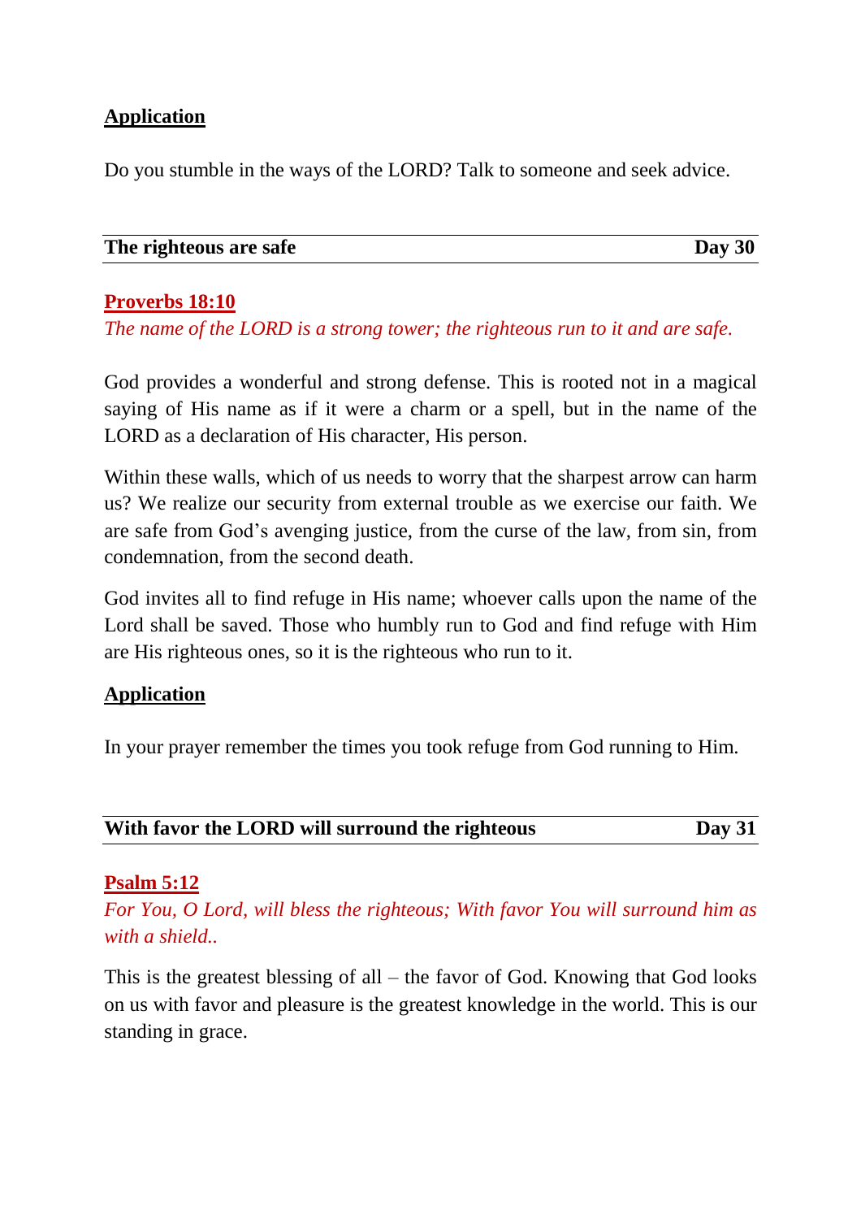**Application**

Do you stumble in the ways of the LORD? Talk to someone and seek advice.

## The righteous are safe — Day 30

**Proverbs 18:10**

*The name of the LORD is a strong tower; the righteous run to it and are safe.*

God provides a wonderful and strong defense. This is rooted not in a magical saying of His name as if it were a charm or a spell, but in the name of the LORD as a declaration of His character, His person.

Within these walls, which of us needs to worry that the sharpest arrow can harm us? We realize our security from external trouble as we exercise our faith. We are safe from God's avenging justice, from the curse of the law, from sin, from condemnation, from the second death.

God invites all to find refuge in His name; whoever calls upon the name of the Lord shall be saved. Those who humbly run to God and find refuge with Him are His righteous ones, so it is the righteous who run to it.

**Application**

In your prayer remember the times you took refuge from God running to Him.

## With favor the LORD will surround the righteous — Day 31

**Psalm 5:12**

*For You, O Lord, will bless the righteous; With favor You will surround him as with a shield..*

This is the greatest blessing of all – the favor of God. Knowing that God looks on us with favor and pleasure is the greatest knowledge in the world. This is our standing in grace.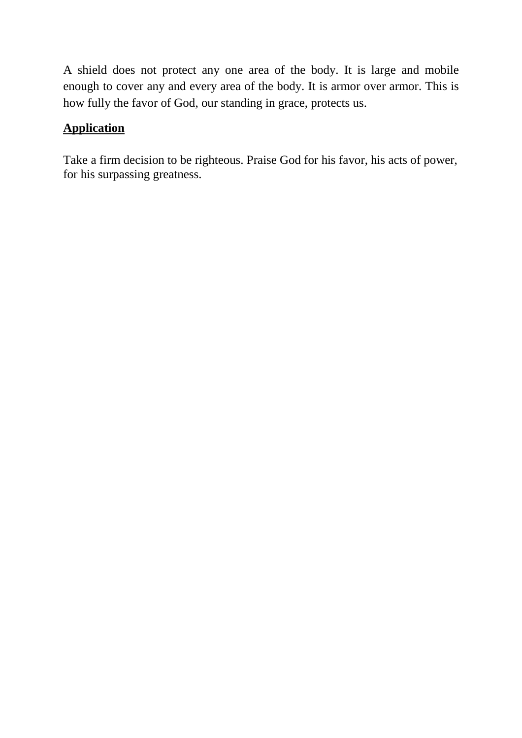A shield does not protect any one area of the body. It is large and mobile enough to cover any and every area of the body. It is armor over armor. This is how fully the favor of God, our standing in grace, protects us.

**<u>Application</u>**

Take a firm decision to be righteous. Praise God for his favor, his acts of power, for his surpassing greatness.